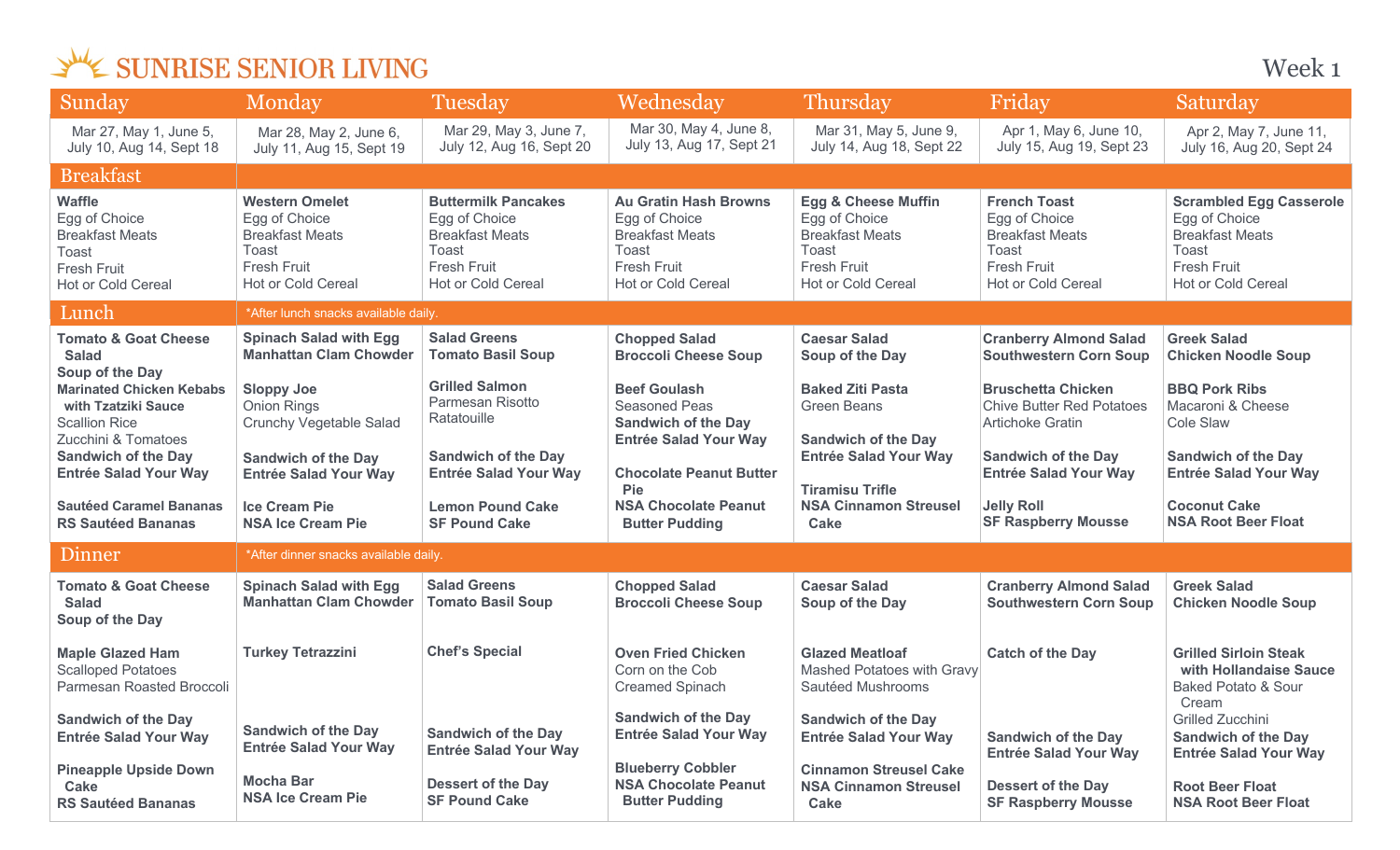# SUNRISE SENIOR LIVING

## Week 1

| | Sunday | Monday | Tuesday | Wednesday | Thursday | Friday | Saturday |
|---|---|---|---|---|---|---|---|
| | Mar 27, May 1, June 5, July 10, Aug 14, Sept 18 | Mar 28, May 2, June 6, July 11, Aug 15, Sept 19 | Mar 29, May 3, June 7, July 12, Aug 16, Sept 20 | Mar 30, May 4, June 8, July 13, Aug 17, Sept 21 | Mar 31, May 5, June 9, July 14, Aug 18, Sept 22 | Apr 1, May 6, June 10, July 15, Aug 19, Sept 23 | Apr 2, May 7, June 11, July 16, Aug 20, Sept 24 |
| **Breakfast** | | | | | | | |
| | **Waffle**<br>Egg of Choice<br>Breakfast Meats<br>Toast<br>Fresh Fruit<br>Hot or Cold Cereal | **Western Omelet**<br>Egg of Choice<br>Breakfast Meats<br>Toast<br>Fresh Fruit<br>Hot or Cold Cereal | **Buttermilk Pancakes**<br>Egg of Choice<br>Breakfast Meats<br>Toast<br>Fresh Fruit<br>Hot or Cold Cereal | **Au Gratin Hash Browns**<br>Egg of Choice<br>Breakfast Meats<br>Toast<br>Fresh Fruit<br>Hot or Cold Cereal | **Egg & Cheese Muffin**<br>Egg of Choice<br>Breakfast Meats<br>Toast<br>Fresh Fruit<br>Hot or Cold Cereal | **French Toast**<br>Egg of Choice<br>Breakfast Meats<br>Toast<br>Fresh Fruit<br>Hot or Cold Cereal | **Scrambled Egg Casserole**<br>Egg of Choice<br>Breakfast Meats<br>Toast<br>Fresh Fruit<br>Hot or Cold Cereal |
| **Lunch** | *After lunch snacks available daily. | | | | | | |
| | **Tomato & Goat Cheese Salad**<br>**Soup of the Day**<br>**Marinated Chicken Kebabs with Tzatziki Sauce**<br>Scallion Rice<br>Zucchini & Tomatoes<br>**Sandwich of the Day**<br>**Entrée Salad Your Way**<br>**Sautéed Caramel Bananas**<br>**RS Sautéed Bananas** | **Spinach Salad with Egg**<br>**Manhattan Clam Chowder**<br>**Sloppy Joe**<br>Onion Rings<br>Crunchy Vegetable Salad<br>**Sandwich of the Day**<br>**Entrée Salad Your Way**<br>**Ice Cream Pie**<br>**NSA Ice Cream Pie** | **Salad Greens**<br>**Tomato Basil Soup**<br>**Grilled Salmon**<br>Parmesan Risotto<br>Ratatouille<br>**Sandwich of the Day**<br>**Entrée Salad Your Way**<br>**Lemon Pound Cake**<br>**SF Pound Cake** | **Chopped Salad**<br>**Broccoli Cheese Soup**<br>**Beef Goulash**<br>Seasoned Peas<br>**Sandwich of the Day**<br>**Entrée Salad Your Way**<br>**Chocolate Peanut Butter Pie**<br>**NSA Chocolate Peanut Butter Pudding** | **Caesar Salad**<br>**Soup of the Day**<br>**Baked Ziti Pasta**<br>Green Beans<br>**Sandwich of the Day**<br>**Entrée Salad Your Way**<br>**Tiramisu Trifle**<br>**NSA Cinnamon Streusel Cake** | **Cranberry Almond Salad**<br>**Southwestern Corn Soup**<br>**Bruschetta Chicken**<br>Chive Butter Red Potatoes<br>Artichoke Gratin<br>**Sandwich of the Day**<br>**Entrée Salad Your Way**<br>**Jelly Roll**<br>**SF Raspberry Mousse** | **Greek Salad**<br>**Chicken Noodle Soup**<br>**BBQ Pork Ribs**<br>Macaroni & Cheese<br>Cole Slaw<br>**Sandwich of the Day**<br>**Entrée Salad Your Way**<br>**Coconut Cake**<br>**NSA Root Beer Float** |
| **Dinner** | *After dinner snacks available daily. | | | | | | |
| | **Tomato & Goat Cheese Salad**<br>**Soup of the Day**<br>**Maple Glazed Ham**<br>Scalloped Potatoes<br>Parmesan Roasted Broccoli<br>**Sandwich of the Day**<br>**Entrée Salad Your Way**<br>**Pineapple Upside Down Cake**<br>**RS Sautéed Bananas** | **Spinach Salad with Egg**<br>**Manhattan Clam Chowder**<br>**Turkey Tetrazzini**<br>**Sandwich of the Day**<br>**Entrée Salad Your Way**<br>**Mocha Bar**<br>**NSA Ice Cream Pie** | **Salad Greens**<br>**Tomato Basil Soup**<br>**Chef's Special**<br>**Sandwich of the Day**<br>**Entrée Salad Your Way**<br>**Dessert of the Day**<br>**SF Pound Cake** | **Chopped Salad**<br>**Broccoli Cheese Soup**<br>**Oven Fried Chicken**<br>Corn on the Cob<br>Creamed Spinach<br>**Sandwich of the Day**<br>**Entrée Salad Your Way**<br>**Blueberry Cobbler**<br>**NSA Chocolate Peanut Butter Pudding** | **Caesar Salad**<br>**Soup of the Day**<br>**Glazed Meatloaf**<br>Mashed Potatoes with Gravy<br>Sautéed Mushrooms<br>**Sandwich of the Day**<br>**Entrée Salad Your Way**<br>**Cinnamon Streusel Cake**<br>**NSA Cinnamon Streusel Cake** | **Cranberry Almond Salad**<br>**Southwestern Corn Soup**<br>**Catch of the Day**<br>**Sandwich of the Day**<br>**Entrée Salad Your Way**<br>**Dessert of the Day**<br>**SF Raspberry Mousse** | **Greek Salad**<br>**Chicken Noodle Soup**<br>**Grilled Sirloin Steak with Hollandaise Sauce**<br>Baked Potato & Sour Cream<br>Grilled Zucchini<br>**Sandwich of the Day**<br>**Entrée Salad Your Way**<br>**Root Beer Float**<br>**NSA Root Beer Float** |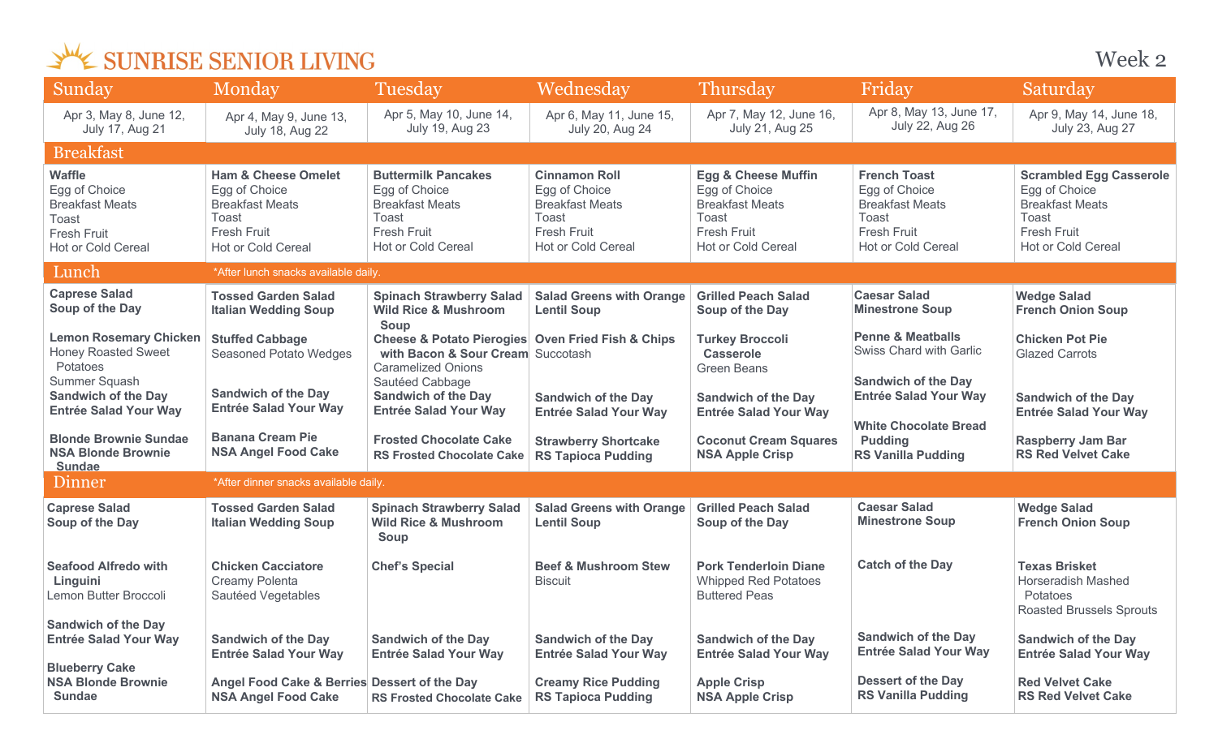# SUNRISE SENIOR LIVING

Week 2

| | Sunday | Monday | Tuesday | Wednesday | Thursday | Friday | Saturday |
|---|---|---|---|---|---|---|---|
| | Apr 3, May 8, June 12, July 17, Aug 21 | Apr 4, May 9, June 13, July 18, Aug 22 | Apr 5, May 10, June 14, July 19, Aug 23 | Apr 6, May 11, June 15, July 20, Aug 24 | Apr 7, May 12, June 16, July 21, Aug 25 | Apr 8, May 13, June 17, July 22, Aug 26 | Apr 9, May 14, June 18, July 23, Aug 27 |
| **Breakfast** | **Waffle**<br>Egg of Choice<br>Breakfast Meats<br>Toast<br>Fresh Fruit<br>Hot or Cold Cereal | **Ham & Cheese Omelet**<br>Egg of Choice<br>Breakfast Meats<br>Toast<br>Fresh Fruit<br>Hot or Cold Cereal | **Buttermilk Pancakes**<br>Egg of Choice<br>Breakfast Meats<br>Toast<br>Fresh Fruit<br>Hot or Cold Cereal | **Cinnamon Roll**<br>Egg of Choice<br>Breakfast Meats<br>Toast<br>Fresh Fruit<br>Hot or Cold Cereal | **Egg & Cheese Muffin**<br>Egg of Choice<br>Breakfast Meats<br>Toast<br>Fresh Fruit<br>Hot or Cold Cereal | **French Toast**<br>Egg of Choice<br>Breakfast Meats<br>Toast<br>Fresh Fruit<br>Hot or Cold Cereal | **Scrambled Egg Casserole**<br>Egg of Choice<br>Breakfast Meats<br>Toast<br>Fresh Fruit<br>Hot or Cold Cereal |
| **Lunch** (*After lunch snacks available daily.) | **Caprese Salad**<br>**Soup of the Day**<br><br>**Lemon Rosemary Chicken**<br>Honey Roasted Sweet Potatoes<br>Summer Squash<br>**Sandwich of the Day**<br>**Entrée Salad Your Way**<br><br>**Blonde Brownie Sundae**<br>**NSA Blonde Brownie Sundae** | **Tossed Garden Salad**<br>**Italian Wedding Soup**<br><br>**Stuffed Cabbage**<br>Seasoned Potato Wedges<br><br>**Sandwich of the Day**<br>**Entrée Salad Your Way**<br><br>**Banana Cream Pie**<br>**NSA Angel Food Cake** | **Spinach Strawberry Salad**<br>**Wild Rice & Mushroom Soup**<br><br>**Cheese & Potato Pierogies with Bacon & Sour Cream**<br>Caramelized Onions<br>Sautéed Cabbage<br>**Sandwich of the Day**<br>**Entrée Salad Your Way**<br><br>**Frosted Chocolate Cake**<br>**RS Frosted Chocolate Cake** | **Salad Greens with Orange**<br>**Lentil Soup**<br><br>**Oven Fried Fish & Chips**<br>Succotash<br><br>**Sandwich of the Day**<br>**Entrée Salad Your Way**<br><br>**Strawberry Shortcake**<br>**RS Tapioca Pudding** | **Grilled Peach Salad**<br>**Soup of the Day**<br><br>**Turkey Broccoli Casserole**<br>Green Beans<br><br>**Sandwich of the Day**<br>**Entrée Salad Your Way**<br><br>**Coconut Cream Squares**<br>**NSA Apple Crisp** | **Caesar Salad**<br>**Minestrone Soup**<br><br>**Penne & Meatballs**<br>Swiss Chard with Garlic<br><br>**Sandwich of the Day**<br>**Entrée Salad Your Way**<br><br>**White Chocolate Bread Pudding**<br>**RS Vanilla Pudding** | **Wedge Salad**<br>**French Onion Soup**<br><br>**Chicken Pot Pie**<br>Glazed Carrots<br><br>**Sandwich of the Day**<br>**Entrée Salad Your Way**<br><br>**Raspberry Jam Bar**<br>**RS Red Velvet Cake** |
| **Dinner** (*After dinner snacks available daily.) | **Caprese Salad**<br>**Soup of the Day**<br><br>**Seafood Alfredo with Linguini**<br>Lemon Butter Broccoli<br><br>**Sandwich of the Day**<br>**Entrée Salad Your Way**<br><br>**Blueberry Cake**<br>**NSA Blonde Brownie Sundae** | **Tossed Garden Salad**<br>**Italian Wedding Soup**<br><br>**Chicken Cacciatore**<br>Creamy Polenta<br>Sautéed Vegetables<br><br>**Sandwich of the Day**<br>**Entrée Salad Your Way**<br><br>**Angel Food Cake & Berries**<br>**NSA Angel Food Cake** | **Spinach Strawberry Salad**<br>**Wild Rice & Mushroom Soup**<br><br>**Chef's Special**<br><br>**Sandwich of the Day**<br>**Entrée Salad Your Way**<br><br>**Dessert of the Day**<br>**RS Frosted Chocolate Cake** | **Salad Greens with Orange**<br>**Lentil Soup**<br><br>**Beef & Mushroom Stew**<br>Biscuit<br><br>**Sandwich of the Day**<br>**Entrée Salad Your Way**<br><br>**Creamy Rice Pudding**<br>**RS Tapioca Pudding** | **Grilled Peach Salad**<br>**Soup of the Day**<br><br>**Pork Tenderloin Diane**<br>Whipped Red Potatoes<br>Buttered Peas<br><br>**Sandwich of the Day**<br>**Entrée Salad Your Way**<br><br>**Apple Crisp**<br>**NSA Apple Crisp** | **Caesar Salad**<br>**Minestrone Soup**<br><br>**Catch of the Day**<br><br>**Sandwich of the Day**<br>**Entrée Salad Your Way**<br><br>**Dessert of the Day**<br>**RS Vanilla Pudding** | **Wedge Salad**<br>**French Onion Soup**<br><br>**Texas Brisket**<br>Horseradish Mashed Potatoes<br>Roasted Brussels Sprouts<br><br>**Sandwich of the Day**<br>**Entrée Salad Your Way**<br><br>**Red Velvet Cake**<br>**RS Red Velvet Cake** |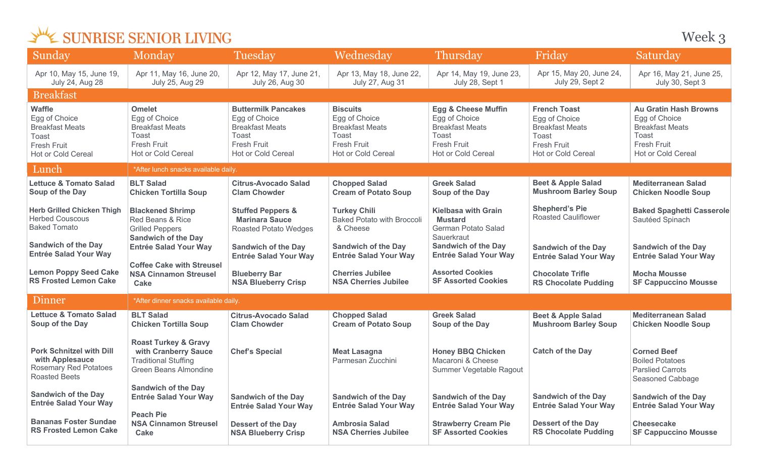# SUNRISE SENIOR LIVING

Week 3

| | Sunday | Monday | Tuesday | Wednesday | Thursday | Friday | Saturday |
|---|---|---|---|---|---|---|---|
| | Apr 10, May 15, June 19, July 24, Aug 28 | Apr 11, May 16, June 20, July 25, Aug 29 | Apr 12, May 17, June 21, July 26, Aug 30 | Apr 13, May 18, June 22, July 27, Aug 31 | Apr 14, May 19, June 23, July 28, Sept 1 | Apr 15, May 20, June 24, July 29, Sept 2 | Apr 16, May 21, June 25, July 30, Sept 3 |
| **Breakfast** | **Waffle**<br>Egg of Choice<br>Breakfast Meats<br>Toast<br>Fresh Fruit<br>Hot or Cold Cereal | **Omelet**<br>Egg of Choice<br>Breakfast Meats<br>Toast<br>Fresh Fruit<br>Hot or Cold Cereal | **Buttermilk Pancakes**<br>Egg of Choice<br>Breakfast Meats<br>Toast<br>Fresh Fruit<br>Hot or Cold Cereal | **Biscuits**<br>Egg of Choice<br>Breakfast Meats<br>Toast<br>Fresh Fruit<br>Hot or Cold Cereal | **Egg & Cheese Muffin**<br>Egg of Choice<br>Breakfast Meats<br>Toast<br>Fresh Fruit<br>Hot or Cold Cereal | **French Toast**<br>Egg of Choice<br>Breakfast Meats<br>Toast<br>Fresh Fruit<br>Hot or Cold Cereal | **Au Gratin Hash Browns**<br>Egg of Choice<br>Breakfast Meats<br>Toast<br>Fresh Fruit<br>Hot or Cold Cereal |
| **Lunch**<br>*After lunch snacks available daily. | **Lettuce & Tomato Salad**<br>**Soup of the Day**<br><br>**Herb Grilled Chicken Thigh**<br>Herbed Couscous<br>Baked Tomato<br><br>**Sandwich of the Day**<br>**Entrée Salad Your Way**<br><br>**Lemon Poppy Seed Cake**<br>**RS Frosted Lemon Cake** | **BLT Salad**<br>**Chicken Tortilla Soup**<br><br>**Blackened Shrimp**<br>Red Beans & Rice<br>Grilled Peppers<br>**Sandwich of the Day**<br>**Entrée Salad Your Way**<br><br>**Coffee Cake with Streusel**<br>**NSA Cinnamon Streusel Cake** | **Citrus-Avocado Salad**<br>**Clam Chowder**<br><br>**Stuffed Peppers & Marinara Sauce**<br>Roasted Potato Wedges<br><br>**Sandwich of the Day**<br>**Entrée Salad Your Way**<br><br>**Blueberry Bar**<br>**NSA Blueberry Crisp** | **Chopped Salad**<br>**Cream of Potato Soup**<br><br>**Turkey Chili**<br>Baked Potato with Broccoli & Cheese<br><br>**Sandwich of the Day**<br>**Entrée Salad Your Way**<br><br>**Cherries Jubilee**<br>**NSA Cherries Jubilee** | **Greek Salad**<br>**Soup of the Day**<br><br>**Kielbasa with Grain Mustard**<br>German Potato Salad<br>Sauerkraut<br>**Sandwich of the Day**<br>**Entrée Salad Your Way**<br><br>**Assorted Cookies**<br>**SF Assorted Cookies** | **Beet & Apple Salad**<br>**Mushroom Barley Soup**<br><br>**Shepherd's Pie**<br>Roasted Cauliflower<br><br>**Sandwich of the Day**<br>**Entrée Salad Your Way**<br><br>**Chocolate Trifle**<br>**RS Chocolate Pudding** | **Mediterranean Salad**<br>**Chicken Noodle Soup**<br><br>**Baked Spaghetti Casserole**<br>Sautéed Spinach<br><br>**Sandwich of the Day**<br>**Entrée Salad Your Way**<br><br>**Mocha Mousse**<br>**SF Cappuccino Mousse** |
| **Dinner**<br>*After dinner snacks available daily. | **Lettuce & Tomato Salad**<br>**Soup of the Day**<br><br>**Pork Schnitzel with Dill with Applesauce**<br>Rosemary Red Potatoes<br>Roasted Beets<br><br>**Sandwich of the Day**<br>**Entrée Salad Your Way**<br><br>**Bananas Foster Sundae**<br>**RS Frosted Lemon Cake** | **BLT Salad**<br>**Chicken Tortilla Soup**<br><br>**Roast Turkey & Gravy with Cranberry Sauce**<br>Traditional Stuffing<br>Green Beans Almondine<br><br>**Sandwich of the Day**<br>**Entrée Salad Your Way**<br><br>**Peach Pie**<br>**NSA Cinnamon Streusel Cake** | **Citrus-Avocado Salad**<br>**Clam Chowder**<br><br>**Chef's Special**<br><br>**Sandwich of the Day**<br>**Entrée Salad Your Way**<br><br>**Dessert of the Day**<br>**NSA Blueberry Crisp** | **Chopped Salad**<br>**Cream of Potato Soup**<br><br>**Meat Lasagna**<br>Parmesan Zucchini<br><br>**Sandwich of the Day**<br>**Entrée Salad Your Way**<br><br>**Ambrosia Salad**<br>**NSA Cherries Jubilee** | **Greek Salad**<br>**Soup of the Day**<br><br>**Honey BBQ Chicken**<br>Macaroni & Cheese<br>Summer Vegetable Ragout<br><br>**Sandwich of the Day**<br>**Entrée Salad Your Way**<br><br>**Strawberry Cream Pie**<br>**SF Assorted Cookies** | **Beet & Apple Salad**<br>**Mushroom Barley Soup**<br><br>**Catch of the Day**<br><br>**Sandwich of the Day**<br>**Entrée Salad Your Way**<br><br>**Dessert of the Day**<br>**RS Chocolate Pudding** | **Mediterranean Salad**<br>**Chicken Noodle Soup**<br><br>**Corned Beef**<br>Boiled Potatoes<br>Parslied Carrots<br>Seasoned Cabbage<br><br>**Sandwich of the Day**<br>**Entrée Salad Your Way**<br><br>**Cheesecake**<br>**SF Cappuccino Mousse** |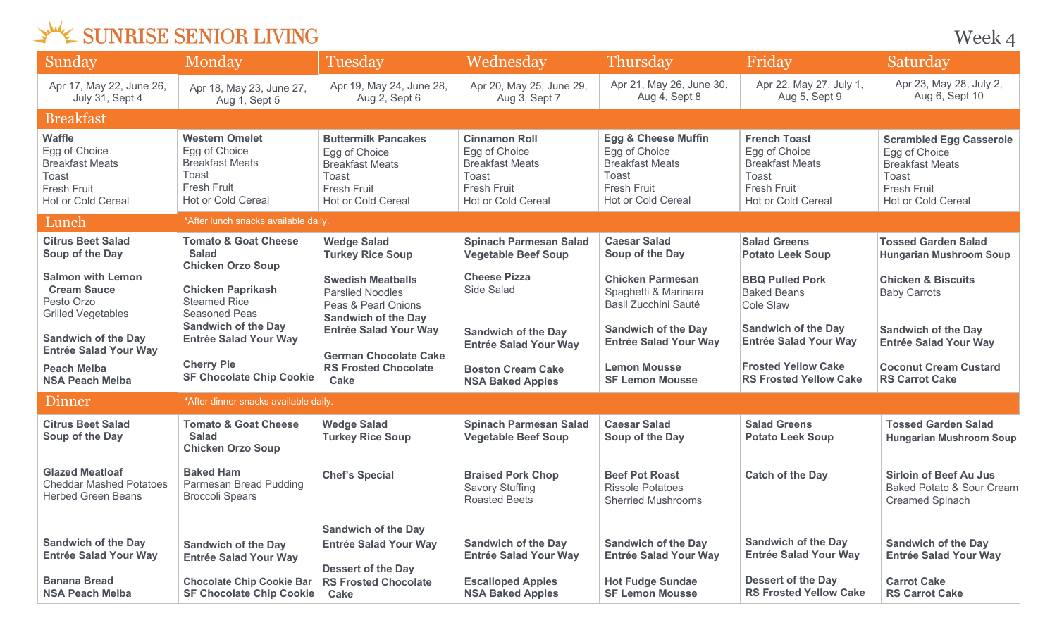# SUNRISE SENIOR LIVING

## Week 4

| | Sunday | Monday | Tuesday | Wednesday | Thursday | Friday | Saturday |
|---|---|---|---|---|---|---|---|
| | Apr 17, May 22, June 26, July 31, Sept 4 | Apr 18, May 23, June 27, Aug 1, Sept 5 | Apr 19, May 24, June 28, Aug 2, Sept 6 | Apr 20, May 25, June 29, Aug 3, Sept 7 | Apr 21, May 26, June 30, Aug 4, Sept 8 | Apr 22, May 27, July 1, Aug 5, Sept 9 | Apr 23, May 28, July 2, Aug 6, Sept 10 |
| **Breakfast** | **Waffle**<br>Egg of Choice<br>Breakfast Meats<br>Toast<br>Fresh Fruit<br>Hot or Cold Cereal | **Western Omelet**<br>Egg of Choice<br>Breakfast Meats<br>Toast<br>Fresh Fruit<br>Hot or Cold Cereal | **Buttermilk Pancakes**<br>Egg of Choice<br>Breakfast Meats<br>Toast<br>Fresh Fruit<br>Hot or Cold Cereal | **Cinnamon Roll**<br>Egg of Choice<br>Breakfast Meats<br>Toast<br>Fresh Fruit<br>Hot or Cold Cereal | **Egg & Cheese Muffin**<br>Egg of Choice<br>Breakfast Meats<br>Toast<br>Fresh Fruit<br>Hot or Cold Cereal | **French Toast**<br>Egg of Choice<br>Breakfast Meats<br>Toast<br>Fresh Fruit<br>Hot or Cold Cereal | **Scrambled Egg Casserole**<br>Egg of Choice<br>Breakfast Meats<br>Toast<br>Fresh Fruit<br>Hot or Cold Cereal |
| **Lunch** *After lunch snacks available daily. | **Citrus Beet Salad**<br>**Soup of the Day**<br><br>**Salmon with Lemon Cream Sauce**<br>Pesto Orzo<br>Grilled Vegetables<br><br>**Sandwich of the Day**<br>**Entrée Salad Your Way**<br><br>**Peach Melba**<br>**NSA Peach Melba** | **Tomato & Goat Cheese Salad**<br>**Chicken Orzo Soup**<br><br>**Chicken Paprikash**<br>Steamed Rice<br>Seasoned Peas<br>**Sandwich of the Day**<br>**Entrée Salad Your Way**<br><br>**Cherry Pie**<br>**SF Chocolate Chip Cookie** | **Wedge Salad**<br>**Turkey Rice Soup**<br><br>**Swedish Meatballs**<br>Parslied Noodles<br>Peas & Pearl Onions<br>**Sandwich of the Day**<br>**Entrée Salad Your Way**<br><br>**German Chocolate Cake**<br>**RS Frosted Chocolate Cake** | **Spinach Parmesan Salad**<br>**Vegetable Beef Soup**<br><br>**Cheese Pizza**<br>Side Salad<br><br>**Sandwich of the Day**<br>**Entrée Salad Your Way**<br><br>**Boston Cream Cake**<br>**NSA Baked Apples** | **Caesar Salad**<br>**Soup of the Day**<br><br>**Chicken Parmesan**<br>Spaghetti & Marinara<br>Basil Zucchini Sauté<br><br>**Sandwich of the Day**<br>**Entrée Salad Your Way**<br><br>**Lemon Mousse**<br>**SF Lemon Mousse** | **Salad Greens**<br>**Potato Leek Soup**<br><br>**BBQ Pulled Pork**<br>Baked Beans<br>Cole Slaw<br><br>**Sandwich of the Day**<br>**Entrée Salad Your Way**<br><br>**Frosted Yellow Cake**<br>**RS Frosted Yellow Cake** | **Tossed Garden Salad**<br>**Hungarian Mushroom Soup**<br><br>**Chicken & Biscuits**<br>Baby Carrots<br><br>**Sandwich of the Day**<br>**Entrée Salad Your Way**<br><br>**Coconut Cream Custard**<br>**RS Carrot Cake** |
| **Dinner** *After dinner snacks available daily. | **Citrus Beet Salad**<br>**Soup of the Day**<br><br>**Glazed Meatloaf**<br>Cheddar Mashed Potatoes<br>Herbed Green Beans<br><br>**Sandwich of the Day**<br>**Entrée Salad Your Way**<br><br>**Banana Bread**<br>**NSA Peach Melba** | **Tomato & Goat Cheese Salad**<br>**Chicken Orzo Soup**<br><br>**Baked Ham**<br>Parmesan Bread Pudding<br>Broccoli Spears<br><br>**Sandwich of the Day**<br>**Entrée Salad Your Way**<br><br>**Chocolate Chip Cookie Bar**<br>**SF Chocolate Chip Cookie** | **Wedge Salad**<br>**Turkey Rice Soup**<br><br>**Chef's Special**<br><br>**Sandwich of the Day**<br>**Entrée Salad Your Way**<br><br>**Dessert of the Day**<br>**RS Frosted Chocolate Cake** | **Spinach Parmesan Salad**<br>**Vegetable Beef Soup**<br><br>**Braised Pork Chop**<br>Savory Stuffing<br>Roasted Beets<br><br>**Sandwich of the Day**<br>**Entrée Salad Your Way**<br><br>**Escalloped Apples**<br>**NSA Baked Apples** | **Caesar Salad**<br>**Soup of the Day**<br><br>**Beef Pot Roast**<br>Rissole Potatoes<br>Sherried Mushrooms<br><br>**Sandwich of the Day**<br>**Entrée Salad Your Way**<br><br>**Hot Fudge Sundae**<br>**SF Lemon Mousse** | **Salad Greens**<br>**Potato Leek Soup**<br><br>**Catch of the Day**<br><br>**Sandwich of the Day**<br>**Entrée Salad Your Way**<br><br>**Dessert of the Day**<br>**RS Frosted Yellow Cake** | **Tossed Garden Salad**<br>**Hungarian Mushroom Soup**<br><br>**Sirloin of Beef Au Jus**<br>Baked Potato & Sour Cream<br>Creamed Spinach<br><br>**Sandwich of the Day**<br>**Entrée Salad Your Way**<br><br>**Carrot Cake**<br>**RS Carrot Cake** |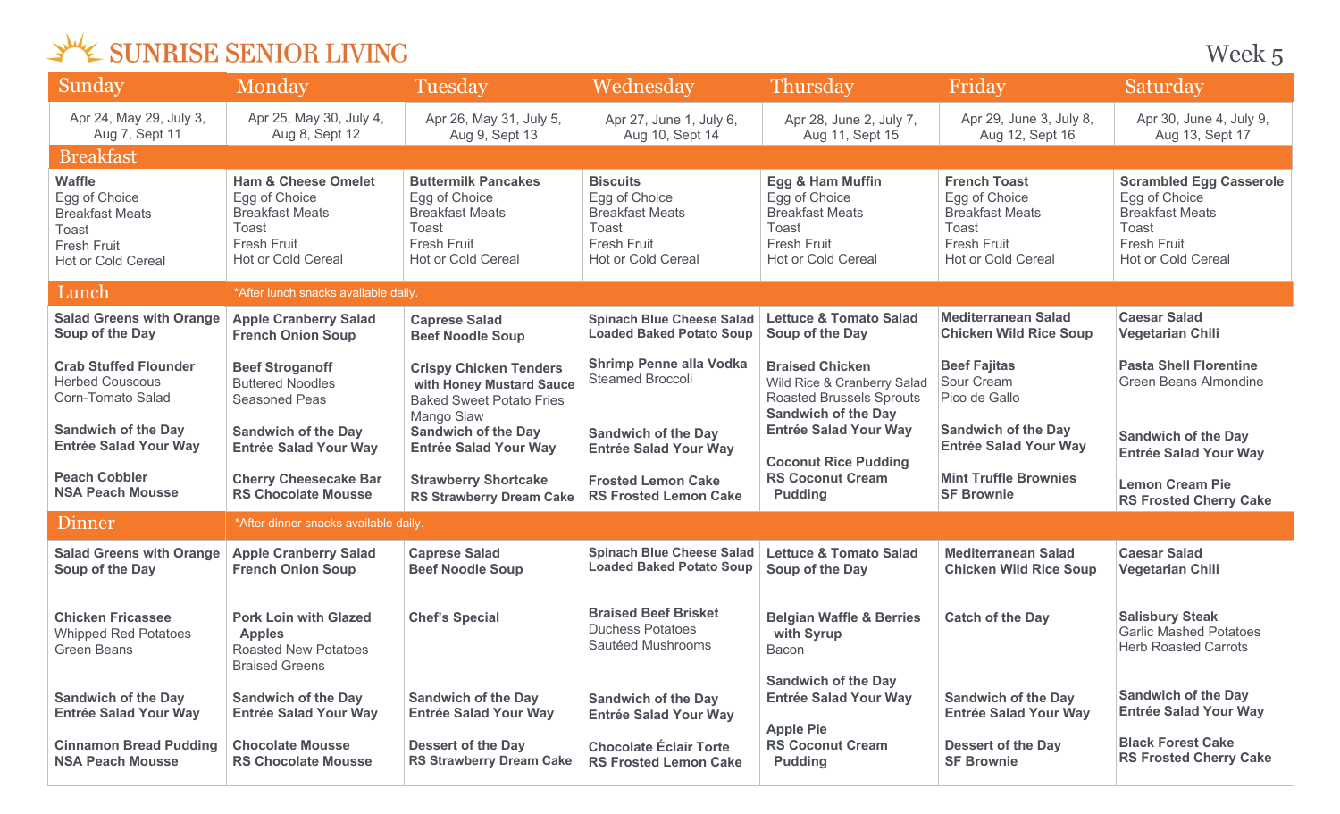# SUNRISE SENIOR LIVING

Week 5

| | Sunday | Monday | Tuesday | Wednesday | Thursday | Friday | Saturday |
|---|---|---|---|---|---|---|---|
| | Apr 24, May 29, July 3, Aug 7, Sept 11 | Apr 25, May 30, July 4, Aug 8, Sept 12 | Apr 26, May 31, July 5, Aug 9, Sept 13 | Apr 27, June 1, July 6, Aug 10, Sept 14 | Apr 28, June 2, July 7, Aug 11, Sept 15 | Apr 29, June 3, July 8, Aug 12, Sept 16 | Apr 30, June 4, July 9, Aug 13, Sept 17 |
| **Breakfast** | **Waffle**<br>Egg of Choice<br>Breakfast Meats<br>Toast<br>Fresh Fruit<br>Hot or Cold Cereal | **Ham & Cheese Omelet**<br>Egg of Choice<br>Breakfast Meats<br>Toast<br>Fresh Fruit<br>Hot or Cold Cereal | **Buttermilk Pancakes**<br>Egg of Choice<br>Breakfast Meats<br>Toast<br>Fresh Fruit<br>Hot or Cold Cereal | **Biscuits**<br>Egg of Choice<br>Breakfast Meats<br>Toast<br>Fresh Fruit<br>Hot or Cold Cereal | **Egg & Ham Muffin**<br>Egg of Choice<br>Breakfast Meats<br>Toast<br>Fresh Fruit<br>Hot or Cold Cereal | **French Toast**<br>Egg of Choice<br>Breakfast Meats<br>Toast<br>Fresh Fruit<br>Hot or Cold Cereal | **Scrambled Egg Casserole**<br>Egg of Choice<br>Breakfast Meats<br>Toast<br>Fresh Fruit<br>Hot or Cold Cereal |
| **Lunch** *After lunch snacks available daily. | **Salad Greens with Orange**<br>**Soup of the Day**<br><br>**Crab Stuffed Flounder**<br>Herbed Couscous<br>Corn-Tomato Salad<br><br>**Sandwich of the Day**<br>**Entrée Salad Your Way**<br><br>**Peach Cobbler**<br>**NSA Peach Mousse** | **Apple Cranberry Salad**<br>**French Onion Soup**<br><br>**Beef Stroganoff**<br>Buttered Noodles<br>Seasoned Peas<br><br>**Sandwich of the Day**<br>**Entrée Salad Your Way**<br><br>**Cherry Cheesecake Bar**<br>**RS Chocolate Mousse** | **Caprese Salad**<br>**Beef Noodle Soup**<br><br>**Crispy Chicken Tenders with Honey Mustard Sauce**<br>Baked Sweet Potato Fries<br>Mango Slaw<br>**Sandwich of the Day**<br>**Entrée Salad Your Way**<br><br>**Strawberry Shortcake**<br>**RS Strawberry Dream Cake** | **Spinach Blue Cheese Salad**<br>**Loaded Baked Potato Soup**<br><br>**Shrimp Penne alla Vodka**<br>Steamed Broccoli<br><br>**Sandwich of the Day**<br>**Entrée Salad Your Way**<br><br>**Frosted Lemon Cake**<br>**RS Frosted Lemon Cake** | **Lettuce & Tomato Salad**<br>**Soup of the Day**<br><br>**Braised Chicken**<br>Wild Rice & Cranberry Salad<br>Roasted Brussels Sprouts<br>**Sandwich of the Day**<br>**Entrée Salad Your Way**<br><br>**Coconut Rice Pudding**<br>**RS Coconut Cream Pudding** | **Mediterranean Salad**<br>**Chicken Wild Rice Soup**<br><br>**Beef Fajitas**<br>Sour Cream<br>Pico de Gallo<br><br>**Sandwich of the Day**<br>**Entrée Salad Your Way**<br><br>**Mint Truffle Brownies**<br>**SF Brownie** | **Caesar Salad**<br>**Vegetarian Chili**<br><br>**Pasta Shell Florentine**<br>Green Beans Almondine<br><br>**Sandwich of the Day**<br>**Entrée Salad Your Way**<br><br>**Lemon Cream Pie**<br>**RS Frosted Cherry Cake** |
| **Dinner** *After dinner snacks available daily. | **Salad Greens with Orange**<br>**Soup of the Day**<br><br>**Chicken Fricassee**<br>Whipped Red Potatoes<br>Green Beans<br><br>**Sandwich of the Day**<br>**Entrée Salad Your Way**<br><br>**Cinnamon Bread Pudding**<br>**NSA Peach Mousse** | **Apple Cranberry Salad**<br>**French Onion Soup**<br><br>**Pork Loin with Glazed Apples**<br>Roasted New Potatoes<br>Braised Greens<br><br>**Sandwich of the Day**<br>**Entrée Salad Your Way**<br><br>**Chocolate Mousse**<br>**RS Chocolate Mousse** | **Caprese Salad**<br>**Beef Noodle Soup**<br><br>**Chef's Special**<br><br>**Sandwich of the Day**<br>**Entrée Salad Your Way**<br><br>**Dessert of the Day**<br>**RS Strawberry Dream Cake** | **Spinach Blue Cheese Salad**<br>**Loaded Baked Potato Soup**<br><br>**Braised Beef Brisket**<br>Duchess Potatoes<br>Sautéed Mushrooms<br><br>**Sandwich of the Day**<br>**Entrée Salad Your Way**<br><br>**Chocolate Éclair Torte**<br>**RS Frosted Lemon Cake** | **Lettuce & Tomato Salad**<br>**Soup of the Day**<br><br>**Belgian Waffle & Berries with Syrup**<br>Bacon<br><br>**Sandwich of the Day**<br>**Entrée Salad Your Way**<br><br>**Apple Pie**<br>**RS Coconut Cream Pudding** | **Mediterranean Salad**<br>**Chicken Wild Rice Soup**<br><br>**Catch of the Day**<br><br>**Sandwich of the Day**<br>**Entrée Salad Your Way**<br><br>**Dessert of the Day**<br>**SF Brownie** | **Caesar Salad**<br>**Vegetarian Chili**<br><br>**Salisbury Steak**<br>Garlic Mashed Potatoes<br>Herb Roasted Carrots<br><br>**Sandwich of the Day**<br>**Entrée Salad Your Way**<br><br>**Black Forest Cake**<br>**RS Frosted Cherry Cake** |